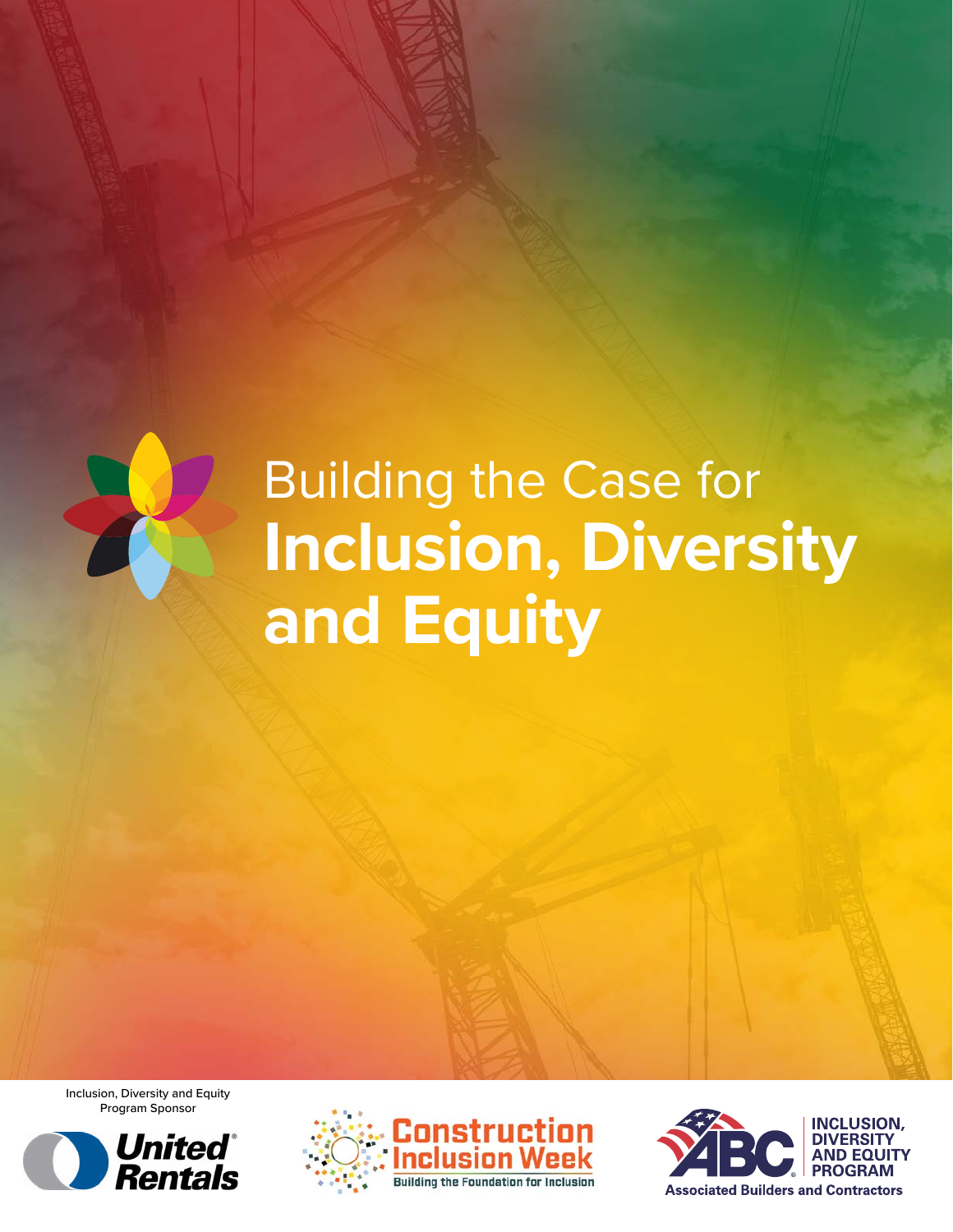# Building the Case for **Inclusion, Diversity and Equity**

Inclusion, Diversity and Equity Program Sponsor

United Rentals

Construction Inclusion Week

Building the Foundation for Inclusion

ABC Inclusion, Diversity and Equity Program

Associated Builders and Contractors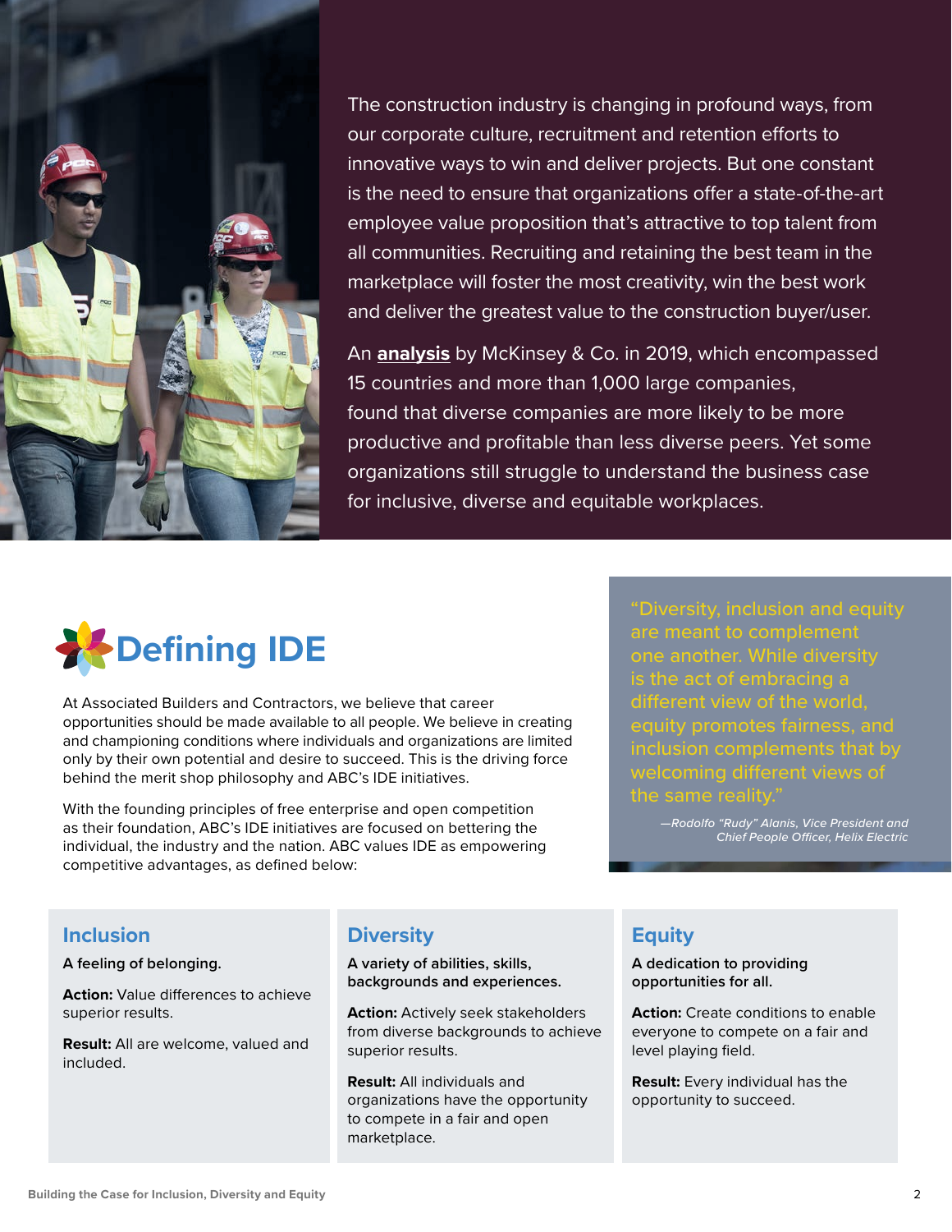The construction industry is changing in profound ways, from our corporate culture, recruitment and retention efforts to innovative ways to win and deliver projects. But one constant is the need to ensure that organizations offer a state-of-the-art employee value proposition that's attractive to top talent from all communities. Recruiting and retaining the best team in the marketplace will foster the most creativity, win the best work and deliver the greatest value to the construction buyer/user.

An **analysis** by McKinsey & Co. in 2019, which encompassed 15 countries and more than 1,000 large companies, found that diverse companies are more likely to be more productive and profitable than less diverse peers. Yet some organizations still struggle to understand the business case for inclusive, diverse and equitable workplaces.

## Defining IDE

At Associated Builders and Contractors, we believe that career opportunities should be made available to all people. We believe in creating and championing conditions where individuals and organizations are limited only by their own potential and desire to succeed. This is the driving force behind the merit shop philosophy and ABC's IDE initiatives.

With the founding principles of free enterprise and open competition as their foundation, ABC's IDE initiatives are focused on bettering the individual, the industry and the nation. ABC values IDE as empowering competitive advantages, as defined below:

> "Diversity, inclusion and equity are meant to complement one another. While diversity is the act of embracing a different view of the world, equity promotes fairness, and inclusion complements that by welcoming different views of the same reality."
>
> *—Rodolfo "Rudy" Alanis, Vice President and Chief People Officer, Helix Electric*

### Inclusion

**A feeling of belonging.**

**Action:** Value differences to achieve superior results.

**Result:** All are welcome, valued and included.

### Diversity

**A variety of abilities, skills, backgrounds and experiences.**

**Action:** Actively seek stakeholders from diverse backgrounds to achieve superior results.

**Result:** All individuals and organizations have the opportunity to compete in a fair and open marketplace.

### Equity

**A dedication to providing opportunities for all.**

**Action:** Create conditions to enable everyone to compete on a fair and level playing field.

**Result:** Every individual has the opportunity to succeed.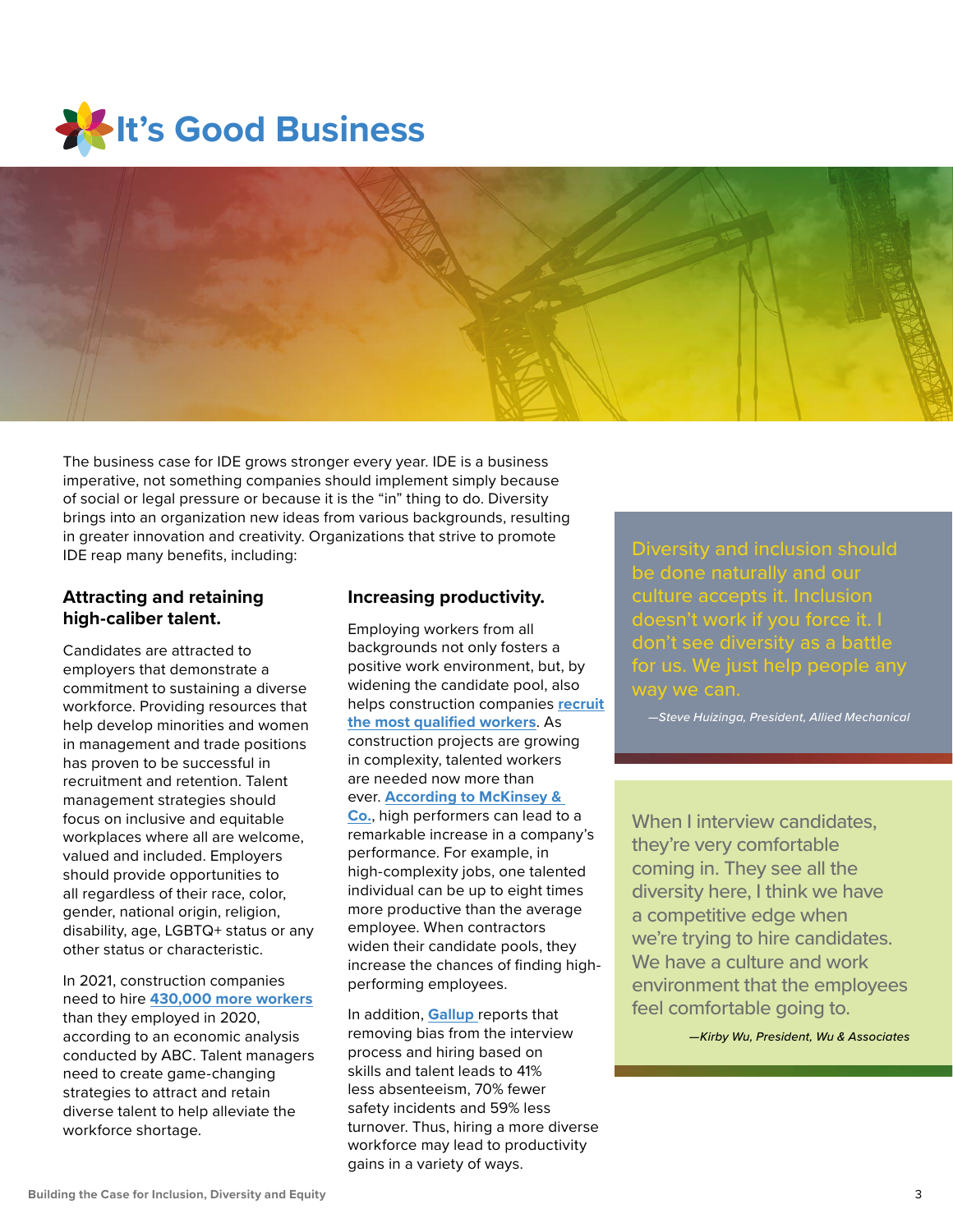# It's Good Business

The business case for IDE grows stronger every year. IDE is a business imperative, not something companies should implement simply because of social or legal pressure or because it is the "in" thing to do. Diversity brings into an organization new ideas from various backgrounds, resulting in greater innovation and creativity. Organizations that strive to promote IDE reap many benefits, including:

### Attracting and retaining high-caliber talent.

Candidates are attracted to employers that demonstrate a commitment to sustaining a diverse workforce. Providing resources that help develop minorities and women in management and trade positions has proven to be successful in recruitment and retention. Talent management strategies should focus on inclusive and equitable workplaces where all are welcome, valued and included. Employers should provide opportunities to all regardless of their race, color, gender, national origin, religion, disability, age, LGBTQ+ status or any other status or characteristic.

In 2021, construction companies need to hire **430,000 more workers** than they employed in 2020, according to an economic analysis conducted by ABC. Talent managers need to create game-changing strategies to attract and retain diverse talent to help alleviate the workforce shortage.

### Increasing productivity.

Employing workers from all backgrounds not only fosters a positive work environment, but, by widening the candidate pool, also helps construction companies **recruit the most qualified workers**. As construction projects are growing in complexity, talented workers are needed now more than ever. **According to McKinsey & Co.**, high performers can lead to a remarkable increase in a company's performance. For example, in high-complexity jobs, one talented individual can be up to eight times more productive than the average employee. When contractors widen their candidate pools, they increase the chances of finding high-performing employees.

In addition, **Gallup** reports that removing bias from the interview process and hiring based on skills and talent leads to 41% less absenteeism, 70% fewer safety incidents and 59% less turnover. Thus, hiring a more diverse workforce may lead to productivity gains in a variety of ways.

> Diversity and inclusion should be done naturally and our culture accepts it. Inclusion doesn't work if you force it. I don't see diversity as a battle for us. We just help people any way we can.
>
> *—Steve Huizinga, President, Allied Mechanical*

> When I interview candidates, they're very comfortable coming in. They see all the diversity here, I think we have a competitive edge when we're trying to hire candidates. We have a culture and work environment that the employees feel comfortable going to.
>
> *—Kirby Wu, President, Wu & Associates*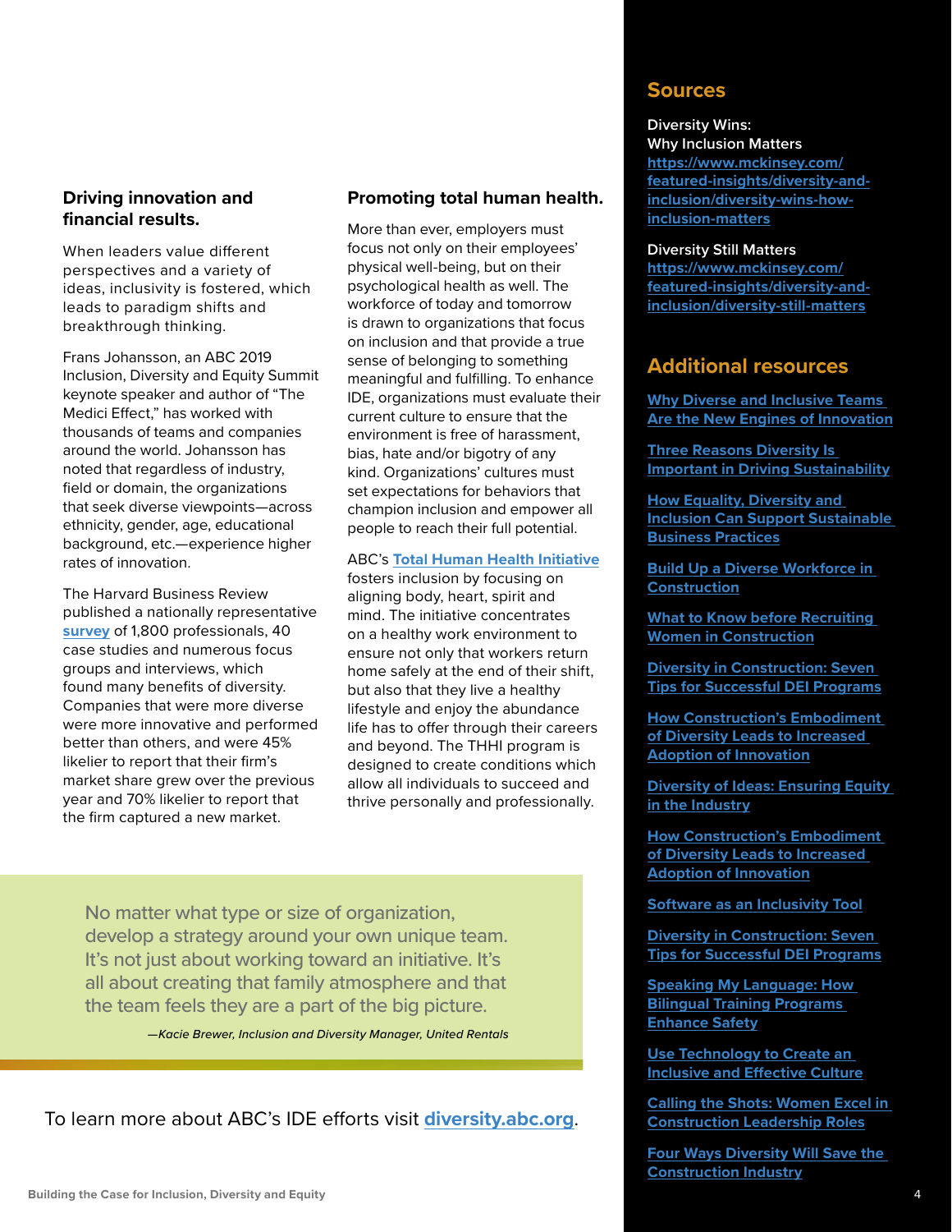### Driving innovation and financial results.

When leaders value different perspectives and a variety of ideas, inclusivity is fostered, which leads to paradigm shifts and breakthrough thinking.

Frans Johansson, an ABC 2019 Inclusion, Diversity and Equity Summit keynote speaker and author of "The Medici Effect," has worked with thousands of teams and companies around the world. Johansson has noted that regardless of industry, field or domain, the organizations that seek diverse viewpoints—across ethnicity, gender, age, educational background, etc.—experience higher rates of innovation.

The Harvard Business Review published a nationally representative **survey** of 1,800 professionals, 40 case studies and numerous focus groups and interviews, which found many benefits of diversity. Companies that were more diverse were more innovative and performed better than others, and were 45% likelier to report that their firm's market share grew over the previous year and 70% likelier to report that the firm captured a new market.

### Promoting total human health.

More than ever, employers must focus not only on their employees' physical well-being, but on their psychological health as well. The workforce of today and tomorrow is drawn to organizations that focus on inclusion and that provide a true sense of belonging to something meaningful and fulfilling. To enhance IDE, organizations must evaluate their current culture to ensure that the environment is free of harassment, bias, hate and/or bigotry of any kind. Organizations' cultures must set expectations for behaviors that champion inclusion and empower all people to reach their full potential.

ABC's **Total Human Health Initiative** fosters inclusion by focusing on aligning body, heart, spirit and mind. The initiative concentrates on a healthy work environment to ensure not only that workers return home safely at the end of their shift, but also that they live a healthy lifestyle and enjoy the abundance life has to offer through their careers and beyond. The THHI program is designed to create conditions which allow all individuals to succeed and thrive personally and professionally.

> No matter what type or size of organization, develop a strategy around your own unique team. It's not just about working toward an initiative. It's all about creating that family atmosphere and that the team feels they are a part of the big picture.
>
> *—Kacie Brewer, Inclusion and Diversity Manager, United Rentals*

To learn more about ABC's IDE efforts visit **diversity.abc.org**.

## Sources

Diversity Wins: Why Inclusion Matters
https://www.mckinsey.com/featured-insights/diversity-and-inclusion/diversity-wins-how-inclusion-matters

Diversity Still Matters
https://www.mckinsey.com/featured-insights/diversity-and-inclusion/diversity-still-matters

## Additional resources

- Why Diverse and Inclusive Teams Are the New Engines of Innovation
- Three Reasons Diversity Is Important in Driving Sustainability
- How Equality, Diversity and Inclusion Can Support Sustainable Business Practices
- Build Up a Diverse Workforce in Construction
- What to Know before Recruiting Women in Construction
- Diversity in Construction: Seven Tips for Successful DEI Programs
- How Construction's Embodiment of Diversity Leads to Increased Adoption of Innovation
- Diversity of Ideas: Ensuring Equity in the Industry
- How Construction's Embodiment of Diversity Leads to Increased Adoption of Innovation
- Software as an Inclusivity Tool
- Diversity in Construction: Seven Tips for Successful DEI Programs
- Speaking My Language: How Bilingual Training Programs Enhance Safety
- Use Technology to Create an Inclusive and Effective Culture
- Calling the Shots: Women Excel in Construction Leadership Roles
- Four Ways Diversity Will Save the Construction Industry